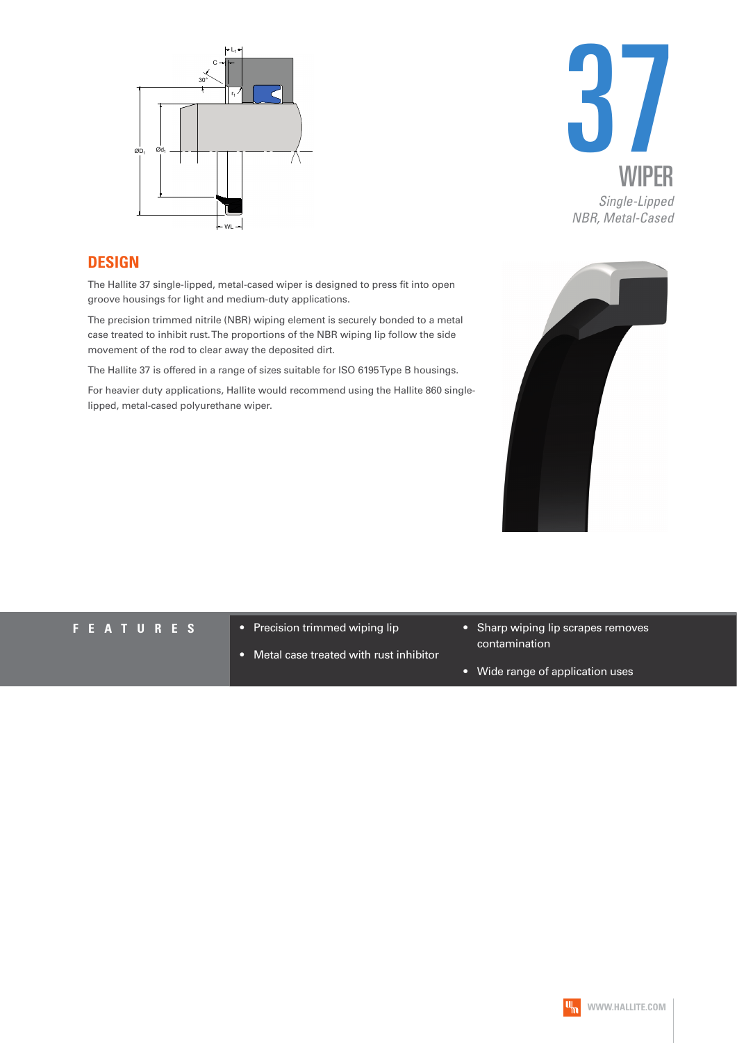# 37

## WIPER

*Single-Lipped*
*NBR, Metal-Cased*

## DESIGN

The Hallite 37 single-lipped, metal-cased wiper is designed to press fit into open groove housings for light and medium-duty applications.

The precision trimmed nitrile (NBR) wiping element is securely bonded to a metal case treated to inhibit rust. The proportions of the NBR wiping lip follow the side movement of the rod to clear away the deposited dirt.

The Hallite 37 is offered in a range of sizes suitable for ISO 6195 Type B housings.

For heavier duty applications, Hallite would recommend using the Hallite 860 single-lipped, metal-cased polyurethane wiper.

## FEATURES

- Precision trimmed wiping lip
- Metal case treated with rust inhibitor
- Sharp wiping lip scrapes removes contamination
- Wide range of application uses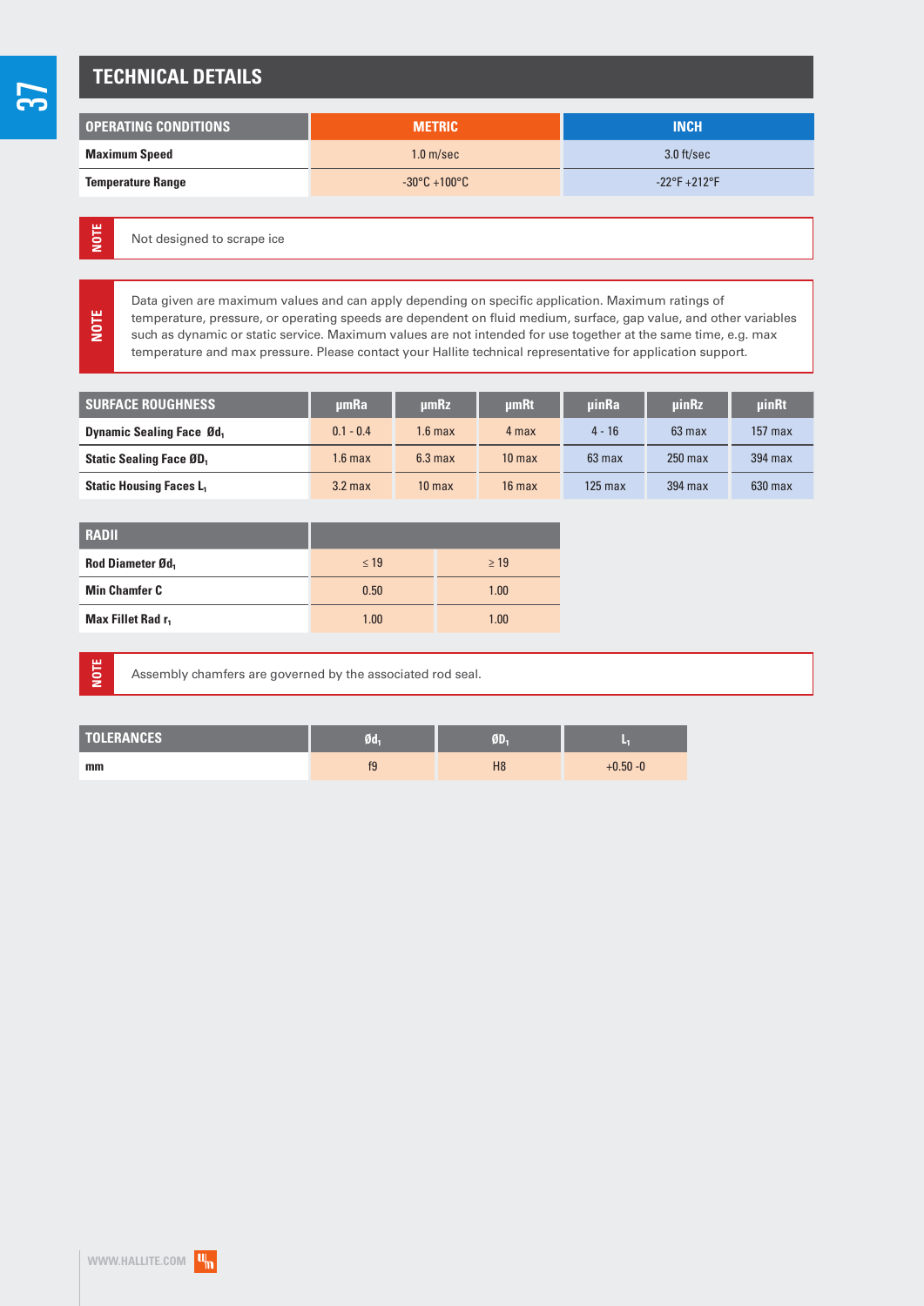# TECHNICAL DETAILS

| OPERATING CONDITIONS | METRIC | INCH |
|---|---|---|
| **Maximum Speed** | 1.0 m/sec | 3.0 ft/sec |
| **Temperature Range** | -30°C +100°C | -22°F +212°F |

**NOTE** Not designed to scrape ice

**NOTE** Data given are maximum values and can apply depending on specific application. Maximum ratings of temperature, pressure, or operating speeds are dependent on fluid medium, surface, gap value, and other variables such as dynamic or static service. Maximum values are not intended for use together at the same time, e.g. max temperature and max pressure. Please contact your Hallite technical representative for application support.

| SURFACE ROUGHNESS | µmRa | µmRz | µmRt | µinRa | µinRz | µinRt |
|---|---|---|---|---|---|---|
| **Dynamic Sealing Face $Ød_1$** | 0.1 - 0.4 | 1.6 max | 4 max | 4 - 16 | 63 max | 157 max |
| **Static Sealing Face $ØD_1$** | 1.6 max | 6.3 max | 10 max | 63 max | 250 max | 394 max |
| **Static Housing Faces $L_1$** | 3.2 max | 10 max | 16 max | 125 max | 394 max | 630 max |

| RADII | | |
|---|---|---|
| **Rod Diameter $Ød_1$** | ≤ 19 | ≥ 19 |
| **Min Chamfer C** | 0.50 | 1.00 |
| **Max Fillet Rad $r_1$** | 1.00 | 1.00 |

**NOTE** Assembly chamfers are governed by the associated rod seal.

| TOLERANCES | $Ød_1$ | $ØD_1$ | $L_1$ |
|---|---|---|---|
| **mm** | f9 | H8 | +0.50 -0 |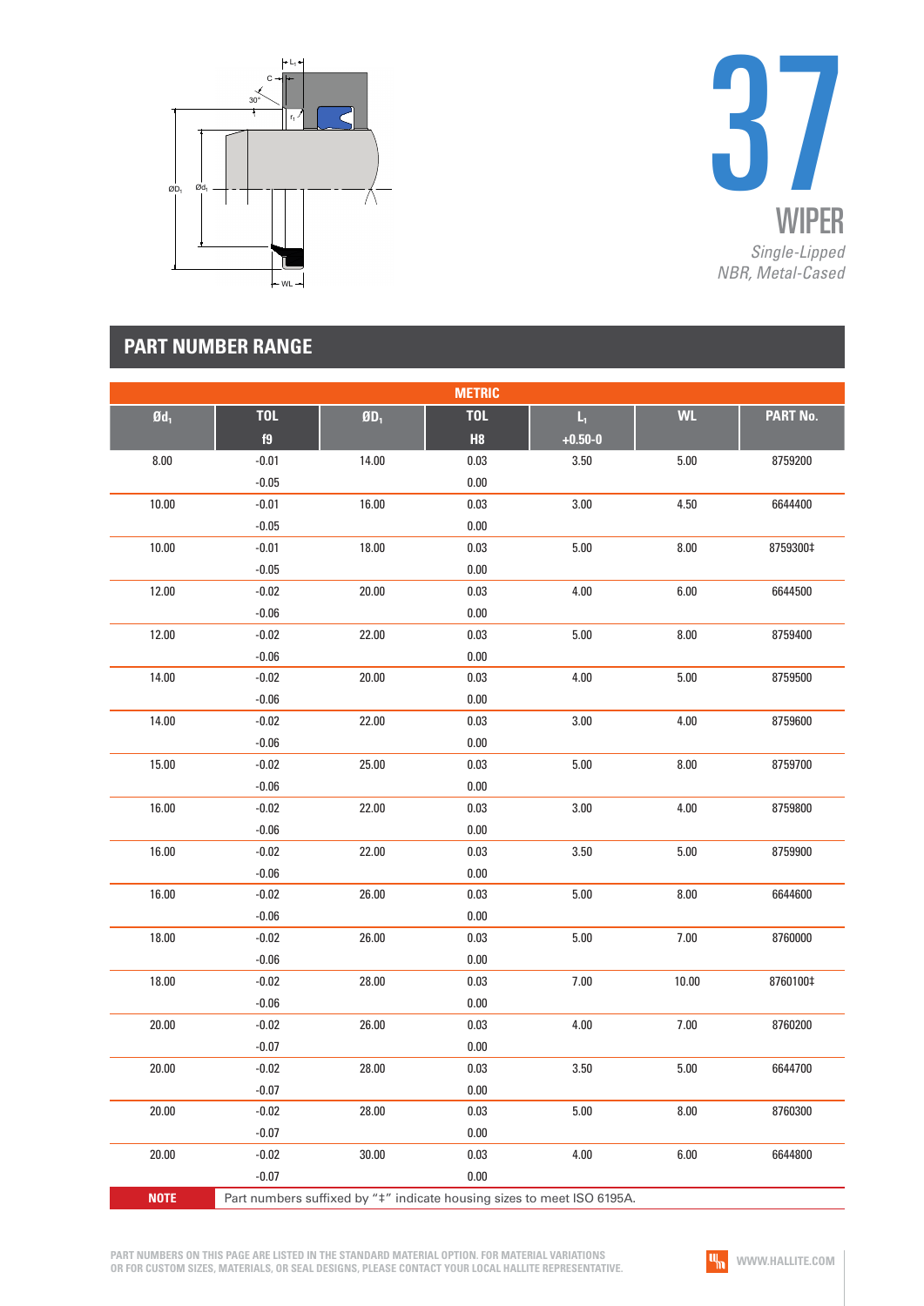# 37

## WIPER

*Single-Lipped*
*NBR, Metal-Cased*

## PART NUMBER RANGE

| METRIC | | | | | | |
|---|---|---|---|---|---|---|
| Ød₁ | TOL f9 | ØD₁ | TOL H8 | L₁ +0.50-0 | WL | PART No. |
| 8.00 | -0.01 -0.05 | 14.00 | 0.03 0.00 | 3.50 | 5.00 | 8759200 |
| 10.00 | -0.01 -0.05 | 16.00 | 0.03 0.00 | 3.00 | 4.50 | 6644400 |
| 10.00 | -0.01 -0.05 | 18.00 | 0.03 0.00 | 5.00 | 8.00 | 8759300‡ |
| 12.00 | -0.02 -0.06 | 20.00 | 0.03 0.00 | 4.00 | 6.00 | 6644500 |
| 12.00 | -0.02 -0.06 | 22.00 | 0.03 0.00 | 5.00 | 8.00 | 8759400 |
| 14.00 | -0.02 -0.06 | 20.00 | 0.03 0.00 | 4.00 | 5.00 | 8759500 |
| 14.00 | -0.02 -0.06 | 22.00 | 0.03 0.00 | 3.00 | 4.00 | 8759600 |
| 15.00 | -0.02 -0.06 | 25.00 | 0.03 0.00 | 5.00 | 8.00 | 8759700 |
| 16.00 | -0.02 -0.06 | 22.00 | 0.03 0.00 | 3.00 | 4.00 | 8759800 |
| 16.00 | -0.02 -0.06 | 22.00 | 0.03 0.00 | 3.50 | 5.00 | 8759900 |
| 16.00 | -0.02 -0.06 | 26.00 | 0.03 0.00 | 5.00 | 8.00 | 6644600 |
| 18.00 | -0.02 -0.06 | 26.00 | 0.03 0.00 | 5.00 | 7.00 | 8760000 |
| 18.00 | -0.02 -0.06 | 28.00 | 0.03 0.00 | 7.00 | 10.00 | 8760100‡ |
| 20.00 | -0.02 -0.07 | 26.00 | 0.03 0.00 | 4.00 | 7.00 | 8760200 |
| 20.00 | -0.02 -0.07 | 28.00 | 0.03 0.00 | 3.50 | 5.00 | 6644700 |
| 20.00 | -0.02 -0.07 | 28.00 | 0.03 0.00 | 5.00 | 8.00 | 8760300 |
| 20.00 | -0.02 -0.07 | 30.00 | 0.03 0.00 | 4.00 | 6.00 | 6644800 |

**NOTE** Part numbers suffixed by "‡" indicate housing sizes to meet ISO 6195A.

PART NUMBERS ON THIS PAGE ARE LISTED IN THE STANDARD MATERIAL OPTION. FOR MATERIAL VARIATIONS OR FOR CUSTOM SIZES, MATERIALS, OR SEAL DESIGNS, PLEASE CONTACT YOUR LOCAL HALLITE REPRESENTATIVE.

WWW.HALLITE.COM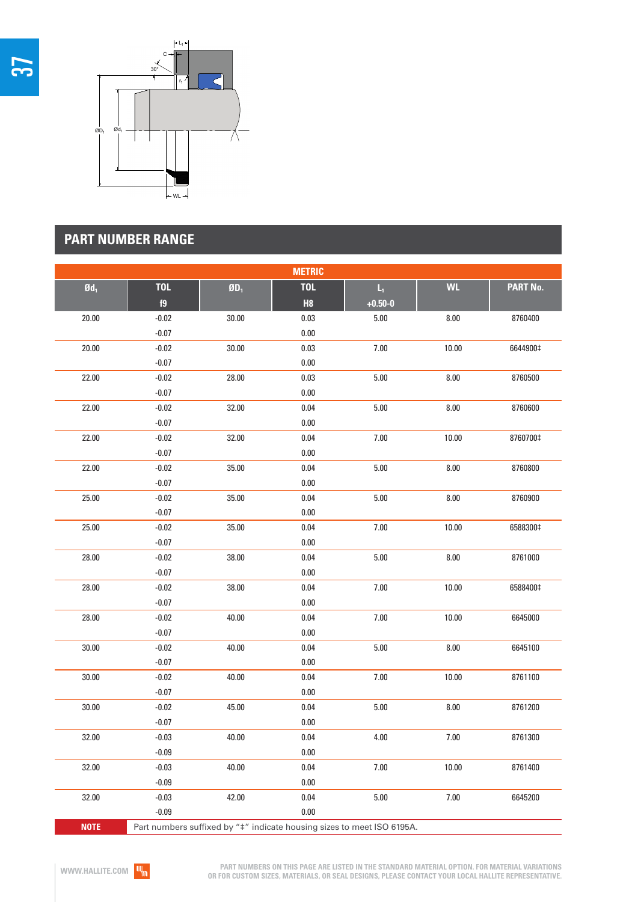## PART NUMBER RANGE

| METRIC | | | | | | |
|---|---|---|---|---|---|---|
| Ød1 | TOL f9 | ØD1 | TOL H8 | L1 +0.50-0 | WL | PART No. |
| 20.00 | -0.02 / -0.07 | 30.00 | 0.03 / 0.00 | 5.00 | 8.00 | 8760400 |
| 20.00 | -0.02 / -0.07 | 30.00 | 0.03 / 0.00 | 7.00 | 10.00 | 6644900‡ |
| 22.00 | -0.02 / -0.07 | 28.00 | 0.03 / 0.00 | 5.00 | 8.00 | 8760500 |
| 22.00 | -0.02 / -0.07 | 32.00 | 0.04 / 0.00 | 5.00 | 8.00 | 8760600 |
| 22.00 | -0.02 / -0.07 | 32.00 | 0.04 / 0.00 | 7.00 | 10.00 | 8760700‡ |
| 22.00 | -0.02 / -0.07 | 35.00 | 0.04 / 0.00 | 5.00 | 8.00 | 8760800 |
| 25.00 | -0.02 / -0.07 | 35.00 | 0.04 / 0.00 | 5.00 | 8.00 | 8760900 |
| 25.00 | -0.02 / -0.07 | 35.00 | 0.04 / 0.00 | 7.00 | 10.00 | 6588300‡ |
| 28.00 | -0.02 / -0.07 | 38.00 | 0.04 / 0.00 | 5.00 | 8.00 | 8761000 |
| 28.00 | -0.02 / -0.07 | 38.00 | 0.04 / 0.00 | 7.00 | 10.00 | 6588400‡ |
| 28.00 | -0.02 / -0.07 | 40.00 | 0.04 / 0.00 | 7.00 | 10.00 | 6645000 |
| 30.00 | -0.02 / -0.07 | 40.00 | 0.04 / 0.00 | 5.00 | 8.00 | 6645100 |
| 30.00 | -0.02 / -0.07 | 40.00 | 0.04 / 0.00 | 7.00 | 10.00 | 8761100 |
| 30.00 | -0.02 / -0.07 | 45.00 | 0.04 / 0.00 | 5.00 | 8.00 | 8761200 |
| 32.00 | -0.03 / -0.09 | 40.00 | 0.04 / 0.00 | 4.00 | 7.00 | 8761300 |
| 32.00 | -0.03 / -0.09 | 40.00 | 0.04 / 0.00 | 7.00 | 10.00 | 8761400 |
| 32.00 | -0.03 / -0.09 | 42.00 | 0.04 / 0.00 | 5.00 | 7.00 | 6645200 |
| NOTE | Part numbers suffixed by "‡" indicate housing sizes to meet ISO 6195A. | | | | | |

WWW.HALLITE.COM

PART NUMBERS ON THIS PAGE ARE LISTED IN THE STANDARD MATERIAL OPTION. FOR MATERIAL VARIATIONS OR FOR CUSTOM SIZES, MATERIALS, OR SEAL DESIGNS, PLEASE CONTACT YOUR LOCAL HALLITE REPRESENTATIVE.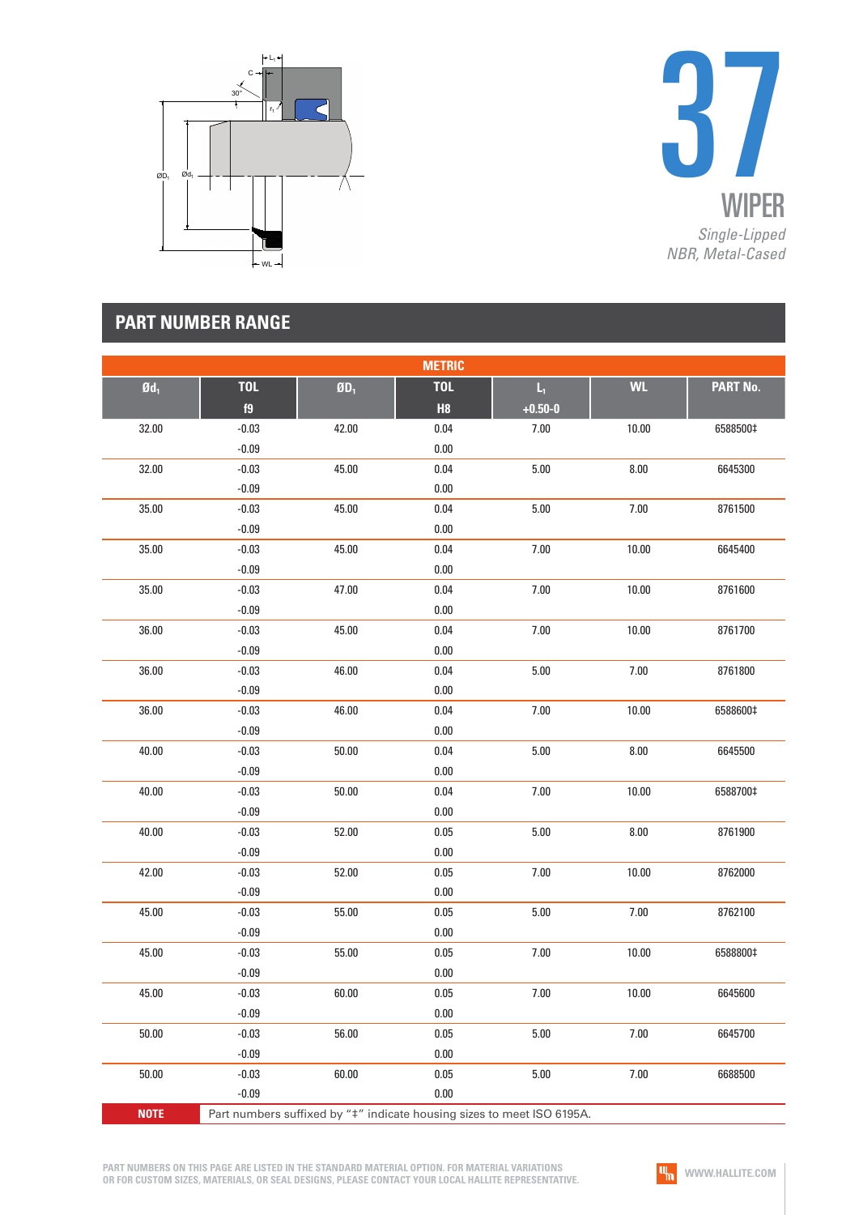# 37

## WIPER

*Single-Lipped*
*NBR, Metal-Cased*

## PART NUMBER RANGE

| METRIC | | | | | | |
|---|---|---|---|---|---|---|
| $Ød_1$ | TOL f9 | $ØD_1$ | TOL H8 | $L_1$ +0.50-0 | WL | PART No. |
| 32.00 | -0.03 / -0.09 | 42.00 | 0.04 / 0.00 | 7.00 | 10.00 | 6588500‡ |
| 32.00 | -0.03 / -0.09 | 45.00 | 0.04 / 0.00 | 5.00 | 8.00 | 6645300 |
| 35.00 | -0.03 / -0.09 | 45.00 | 0.04 / 0.00 | 5.00 | 7.00 | 8761500 |
| 35.00 | -0.03 / -0.09 | 45.00 | 0.04 / 0.00 | 7.00 | 10.00 | 6645400 |
| 35.00 | -0.03 / -0.09 | 47.00 | 0.04 / 0.00 | 7.00 | 10.00 | 8761600 |
| 36.00 | -0.03 / -0.09 | 45.00 | 0.04 / 0.00 | 7.00 | 10.00 | 8761700 |
| 36.00 | -0.03 / -0.09 | 46.00 | 0.04 / 0.00 | 5.00 | 7.00 | 8761800 |
| 36.00 | -0.03 / -0.09 | 46.00 | 0.04 / 0.00 | 7.00 | 10.00 | 6588600‡ |
| 40.00 | -0.03 / -0.09 | 50.00 | 0.04 / 0.00 | 5.00 | 8.00 | 6645500 |
| 40.00 | -0.03 / -0.09 | 50.00 | 0.04 / 0.00 | 7.00 | 10.00 | 6588700‡ |
| 40.00 | -0.03 / -0.09 | 52.00 | 0.05 / 0.00 | 5.00 | 8.00 | 8761900 |
| 42.00 | -0.03 / -0.09 | 52.00 | 0.05 / 0.00 | 7.00 | 10.00 | 8762000 |
| 45.00 | -0.03 / -0.09 | 55.00 | 0.05 / 0.00 | 5.00 | 7.00 | 8762100 |
| 45.00 | -0.03 / -0.09 | 55.00 | 0.05 / 0.00 | 7.00 | 10.00 | 6588800‡ |
| 45.00 | -0.03 / -0.09 | 60.00 | 0.05 / 0.00 | 7.00 | 10.00 | 6645600 |
| 50.00 | -0.03 / -0.09 | 56.00 | 0.05 / 0.00 | 5.00 | 7.00 | 6645700 |
| 50.00 | -0.03 / -0.09 | 60.00 | 0.05 / 0.00 | 5.00 | 7.00 | 6688500 |

**NOTE** Part numbers suffixed by "‡" indicate housing sizes to meet ISO 6195A.

PART NUMBERS ON THIS PAGE ARE LISTED IN THE STANDARD MATERIAL OPTION. FOR MATERIAL VARIATIONS OR FOR CUSTOM SIZES, MATERIALS, OR SEAL DESIGNS, PLEASE CONTACT YOUR LOCAL HALLITE REPRESENTATIVE.

WWW.HALLITE.COM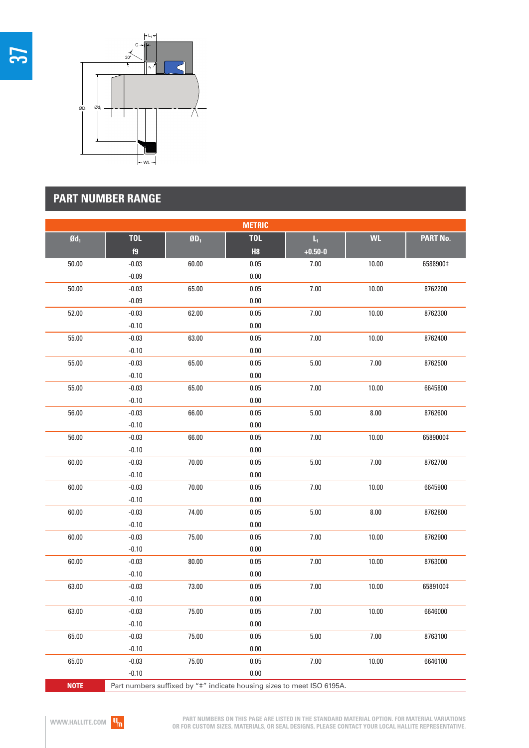## PART NUMBER RANGE

| METRIC | | | | | | |
|---|---|---|---|---|---|---|
| $Ød_1$ | TOL f9 | $ØD_1$ | TOL H8 | $L_1$ +0.50-0 | WL | PART No. |
| 50.00 | -0.03 -0.09 | 60.00 | 0.05 0.00 | 7.00 | 10.00 | 6588900‡ |
| 50.00 | -0.03 -0.09 | 65.00 | 0.05 0.00 | 7.00 | 10.00 | 8762200 |
| 52.00 | -0.03 -0.10 | 62.00 | 0.05 0.00 | 7.00 | 10.00 | 8762300 |
| 55.00 | -0.03 -0.10 | 63.00 | 0.05 0.00 | 7.00 | 10.00 | 8762400 |
| 55.00 | -0.03 -0.10 | 65.00 | 0.05 0.00 | 5.00 | 7.00 | 8762500 |
| 55.00 | -0.03 -0.10 | 65.00 | 0.05 0.00 | 7.00 | 10.00 | 6645800 |
| 56.00 | -0.03 -0.10 | 66.00 | 0.05 0.00 | 5.00 | 8.00 | 8762600 |
| 56.00 | -0.03 -0.10 | 66.00 | 0.05 0.00 | 7.00 | 10.00 | 6589000‡ |
| 60.00 | -0.03 -0.10 | 70.00 | 0.05 0.00 | 5.00 | 7.00 | 8762700 |
| 60.00 | -0.03 -0.10 | 70.00 | 0.05 0.00 | 7.00 | 10.00 | 6645900 |
| 60.00 | -0.03 -0.10 | 74.00 | 0.05 0.00 | 5.00 | 8.00 | 8762800 |
| 60.00 | -0.03 -0.10 | 75.00 | 0.05 0.00 | 7.00 | 10.00 | 8762900 |
| 60.00 | -0.03 -0.10 | 80.00 | 0.05 0.00 | 7.00 | 10.00 | 8763000 |
| 63.00 | -0.03 -0.10 | 73.00 | 0.05 0.00 | 7.00 | 10.00 | 6589100‡ |
| 63.00 | -0.03 -0.10 | 75.00 | 0.05 0.00 | 7.00 | 10.00 | 6646000 |
| 65.00 | -0.03 -0.10 | 75.00 | 0.05 0.00 | 5.00 | 7.00 | 8763100 |
| 65.00 | -0.03 -0.10 | 75.00 | 0.05 0.00 | 7.00 | 10.00 | 6646100 |

**NOTE** Part numbers suffixed by "‡" indicate housing sizes to meet ISO 6195A.

PART NUMBERS ON THIS PAGE ARE LISTED IN THE STANDARD MATERIAL OPTION. FOR MATERIAL VARIATIONS OR FOR CUSTOM SIZES, MATERIALS, OR SEAL DESIGNS, PLEASE CONTACT YOUR LOCAL HALLITE REPRESENTATIVE.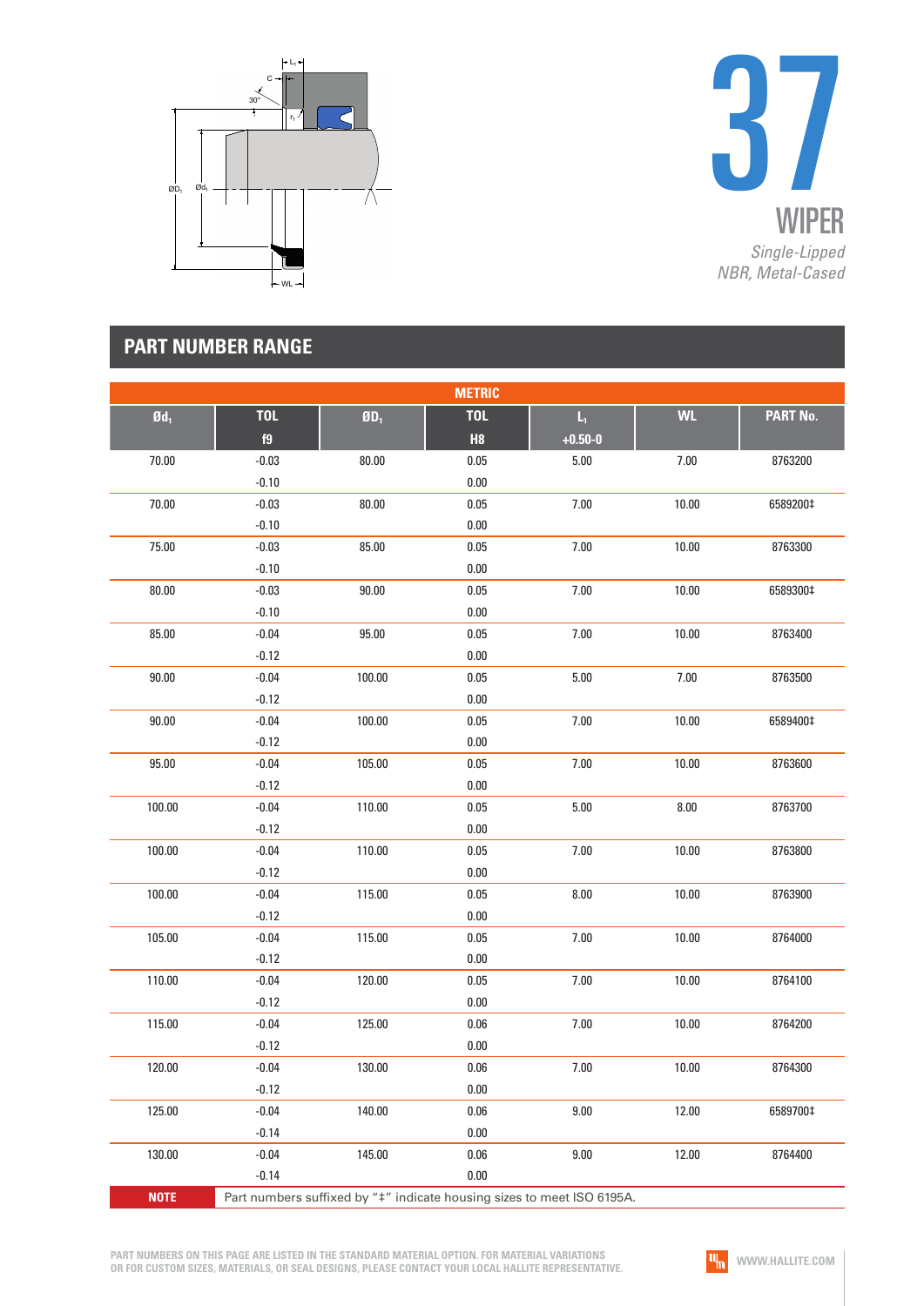# 37

## WIPER

*Single-Lipped*
*NBR, Metal-Cased*

## PART NUMBER RANGE

| METRIC | | | | | | |
|---|---|---|---|---|---|---|
| $Ød_1$ | TOL f9 | $ØD_1$ | TOL H8 | $L_1$ +0.50-0 | WL | PART No. |
| 70.00 | -0.03<br>-0.10 | 80.00 | 0.05<br>0.00 | 5.00 | 7.00 | 8763200 |
| 70.00 | -0.03<br>-0.10 | 80.00 | 0.05<br>0.00 | 7.00 | 10.00 | 6589200‡ |
| 75.00 | -0.03<br>-0.10 | 85.00 | 0.05<br>0.00 | 7.00 | 10.00 | 8763300 |
| 80.00 | -0.03<br>-0.10 | 90.00 | 0.05<br>0.00 | 7.00 | 10.00 | 6589300‡ |
| 85.00 | -0.04<br>-0.12 | 95.00 | 0.05<br>0.00 | 7.00 | 10.00 | 8763400 |
| 90.00 | -0.04<br>-0.12 | 100.00 | 0.05<br>0.00 | 5.00 | 7.00 | 8763500 |
| 90.00 | -0.04<br>-0.12 | 100.00 | 0.05<br>0.00 | 7.00 | 10.00 | 6589400‡ |
| 95.00 | -0.04<br>-0.12 | 105.00 | 0.05<br>0.00 | 7.00 | 10.00 | 8763600 |
| 100.00 | -0.04<br>-0.12 | 110.00 | 0.05<br>0.00 | 5.00 | 8.00 | 8763700 |
| 100.00 | -0.04<br>-0.12 | 110.00 | 0.05<br>0.00 | 7.00 | 10.00 | 8763800 |
| 100.00 | -0.04<br>-0.12 | 115.00 | 0.05<br>0.00 | 8.00 | 10.00 | 8763900 |
| 105.00 | -0.04<br>-0.12 | 115.00 | 0.05<br>0.00 | 7.00 | 10.00 | 8764000 |
| 110.00 | -0.04<br>-0.12 | 120.00 | 0.05<br>0.00 | 7.00 | 10.00 | 8764100 |
| 115.00 | -0.04<br>-0.12 | 125.00 | 0.06<br>0.00 | 7.00 | 10.00 | 8764200 |
| 120.00 | -0.04<br>-0.12 | 130.00 | 0.06<br>0.00 | 7.00 | 10.00 | 8764300 |
| 125.00 | -0.04<br>-0.14 | 140.00 | 0.06<br>0.00 | 9.00 | 12.00 | 6589700‡ |
| 130.00 | -0.04<br>-0.14 | 145.00 | 0.06<br>0.00 | 9.00 | 12.00 | 8764400 |

**NOTE** Part numbers suffixed by "‡" indicate housing sizes to meet ISO 6195A.

PART NUMBERS ON THIS PAGE ARE LISTED IN THE STANDARD MATERIAL OPTION. FOR MATERIAL VARIATIONS OR FOR CUSTOM SIZES, MATERIALS, OR SEAL DESIGNS, PLEASE CONTACT YOUR LOCAL HALLITE REPRESENTATIVE.

WWW.HALLITE.COM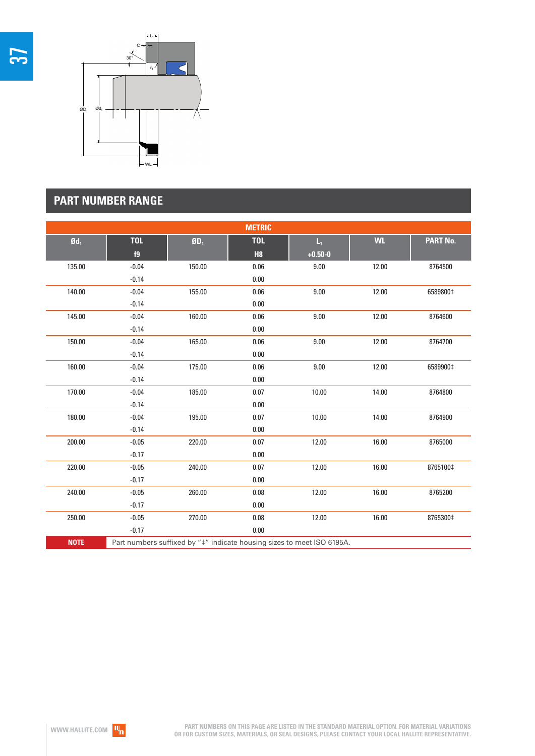## PART NUMBER RANGE

| METRIC | | | | | | |
|---|---|---|---|---|---|---|
| Ød$_1$ | TOL f9 | ØD$_1$ | TOL H8 | L$_1$ +0.50-0 | WL | PART No. |
| 135.00 | -0.04 -0.14 | 150.00 | 0.06 0.00 | 9.00 | 12.00 | 8764500 |
| 140.00 | -0.04 -0.14 | 155.00 | 0.06 0.00 | 9.00 | 12.00 | 6589800‡ |
| 145.00 | -0.04 -0.14 | 160.00 | 0.06 0.00 | 9.00 | 12.00 | 8764600 |
| 150.00 | -0.04 -0.14 | 165.00 | 0.06 0.00 | 9.00 | 12.00 | 8764700 |
| 160.00 | -0.04 -0.14 | 175.00 | 0.06 0.00 | 9.00 | 12.00 | 6589900‡ |
| 170.00 | -0.04 -0.14 | 185.00 | 0.07 0.00 | 10.00 | 14.00 | 8764800 |
| 180.00 | -0.04 -0.14 | 195.00 | 0.07 0.00 | 10.00 | 14.00 | 8764900 |
| 200.00 | -0.05 -0.17 | 220.00 | 0.07 0.00 | 12.00 | 16.00 | 8765000 |
| 220.00 | -0.05 -0.17 | 240.00 | 0.07 0.00 | 12.00 | 16.00 | 8765100‡ |
| 240.00 | -0.05 -0.17 | 260.00 | 0.08 0.00 | 12.00 | 16.00 | 8765200 |
| 250.00 | -0.05 -0.17 | 270.00 | 0.08 0.00 | 12.00 | 16.00 | 8765300‡ |
| NOTE | Part numbers suffixed by "‡" indicate housing sizes to meet ISO 6195A. | | | | | |

WWW.HALLITE.COM

PART NUMBERS ON THIS PAGE ARE LISTED IN THE STANDARD MATERIAL OPTION. FOR MATERIAL VARIATIONS OR FOR CUSTOM SIZES, MATERIALS, OR SEAL DESIGNS, PLEASE CONTACT YOUR LOCAL HALLITE REPRESENTATIVE.